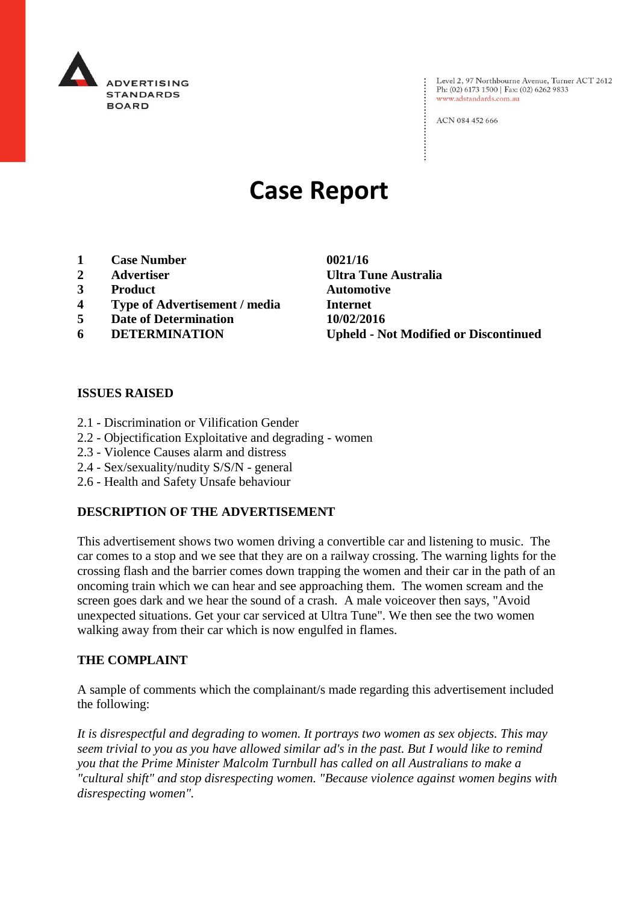ADVERTISING STANDARDS BOARD

Level 2, 97 Northbourne Avenue, Turner ACT 2612
Ph: (02) 6173 1500 | Fax: (02) 6262 9833
www.adstandards.com.au

ACN 084 452 666

# Case Report

| | | |
|---|---|---|
| 1 | **Case Number** | **0021/16** |
| 2 | **Advertiser** | **Ultra Tune Australia** |
| 3 | **Product** | **Automotive** |
| 4 | **Type of Advertisement / media** | **Internet** |
| 5 | **Date of Determination** | **10/02/2016** |
| 6 | **DETERMINATION** | **Upheld - Not Modified or Discontinued** |

## ISSUES RAISED

2.1 - Discrimination or Vilification Gender
2.2 - Objectification Exploitative and degrading - women
2.3 - Violence Causes alarm and distress
2.4 - Sex/sexuality/nudity S/S/N - general
2.6 - Health and Safety Unsafe behaviour

## DESCRIPTION OF THE ADVERTISEMENT

This advertisement shows two women driving a convertible car and listening to music. The car comes to a stop and we see that they are on a railway crossing. The warning lights for the crossing flash and the barrier comes down trapping the women and their car in the path of an oncoming train which we can hear and see approaching them. The women scream and the screen goes dark and we hear the sound of a crash. A male voiceover then says, "Avoid unexpected situations. Get your car serviced at Ultra Tune". We then see the two women walking away from their car which is now engulfed in flames.

## THE COMPLAINT

A sample of comments which the complainant/s made regarding this advertisement included the following:

*It is disrespectful and degrading to women. It portrays two women as sex objects. This may seem trivial to you as you have allowed similar ad's in the past. But I would like to remind you that the Prime Minister Malcolm Turnbull has called on all Australians to make a "cultural shift" and stop disrespecting women. "Because violence against women begins with disrespecting women".*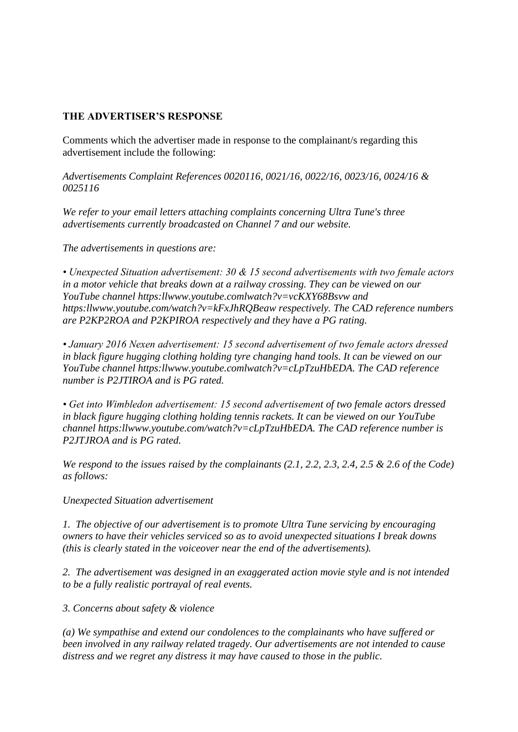**THE ADVERTISER'S RESPONSE**

Comments which the advertiser made in response to the complainant/s regarding this advertisement include the following:

*Advertisements Complaint References 0020116, 0021/16, 0022/16, 0023/16, 0024/16 & 0025116*

*We refer to your email letters attaching complaints concerning Ultra Tune's three advertisements currently broadcasted on Channel 7 and our website.*

*The advertisements in questions are:*

*• Unexpected Situation advertisement: 30 & 15 second advertisements with two female actors in a motor vehicle that breaks down at a railway crossing. They can be viewed on our YouTube channel https:llwww.youtube.comlwatch?v=vcKXY68Bsvw and https:llwww.youtube.com/watch?v=kFxJhRQBeaw respectively. The CAD reference numbers are P2KP2ROA and P2KPIROA respectively and they have a PG rating.*

*• January 2016 Nexen advertisement: 15 second advertisement of two female actors dressed in black figure hugging clothing holding tyre changing hand tools. It can be viewed on our YouTube channel https:llwww.youtube.comlwatch?v=cLpTzuHbEDA. The CAD reference number is P2JTIROA and is PG rated.*

*• Get into Wimbledon advertisement: 15 second advertisement of two female actors dressed in black figure hugging clothing holding tennis rackets. It can be viewed on our YouTube channel https:llwww.youtube.com/watch?v=cLpTzuHbEDA. The CAD reference number is P2JTJROA and is PG rated.*

*We respond to the issues raised by the complainants (2.1, 2.2, 2.3, 2.4, 2.5 & 2.6 of the Code) as follows:*

*Unexpected Situation advertisement*

*1. The objective of our advertisement is to promote Ultra Tune servicing by encouraging owners to have their vehicles serviced so as to avoid unexpected situations I break downs (this is clearly stated in the voiceover near the end of the advertisements).*

*2. The advertisement was designed in an exaggerated action movie style and is not intended to be a fully realistic portrayal of real events.*

*3. Concerns about safety & violence*

*(a) We sympathise and extend our condolences to the complainants who have suffered or been involved in any railway related tragedy. Our advertisements are not intended to cause distress and we regret any distress it may have caused to those in the public.*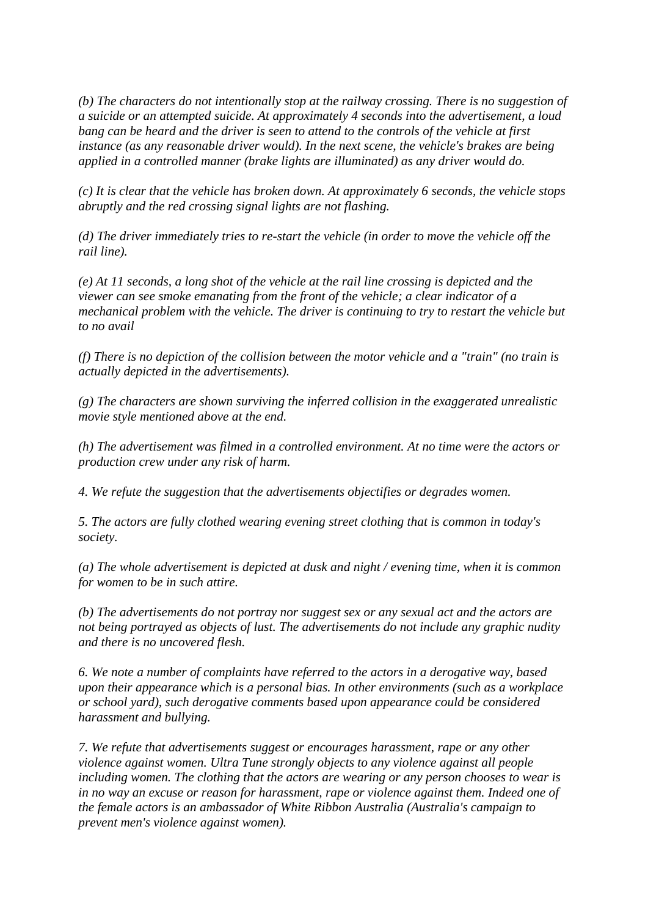*(b) The characters do not intentionally stop at the railway crossing. There is no suggestion of a suicide or an attempted suicide. At approximately 4 seconds into the advertisement, a loud bang can be heard and the driver is seen to attend to the controls of the vehicle at first instance (as any reasonable driver would). In the next scene, the vehicle's brakes are being applied in a controlled manner (brake lights are illuminated) as any driver would do.*

*(c) It is clear that the vehicle has broken down. At approximately 6 seconds, the vehicle stops abruptly and the red crossing signal lights are not flashing.*

*(d) The driver immediately tries to re-start the vehicle (in order to move the vehicle off the rail line).*

*(e) At 11 seconds, a long shot of the vehicle at the rail line crossing is depicted and the viewer can see smoke emanating from the front of the vehicle; a clear indicator of a mechanical problem with the vehicle. The driver is continuing to try to restart the vehicle but to no avail*

*(f) There is no depiction of the collision between the motor vehicle and a "train" (no train is actually depicted in the advertisements).*

*(g) The characters are shown surviving the inferred collision in the exaggerated unrealistic movie style mentioned above at the end.*

*(h) The advertisement was filmed in a controlled environment. At no time were the actors or production crew under any risk of harm.*

*4. We refute the suggestion that the advertisements objectifies or degrades women.*

*5. The actors are fully clothed wearing evening street clothing that is common in today's society.*

*(a) The whole advertisement is depicted at dusk and night / evening time, when it is common for women to be in such attire.*

*(b) The advertisements do not portray nor suggest sex or any sexual act and the actors are not being portrayed as objects of lust. The advertisements do not include any graphic nudity and there is no uncovered flesh.*

*6. We note a number of complaints have referred to the actors in a derogative way, based upon their appearance which is a personal bias. In other environments (such as a workplace or school yard), such derogative comments based upon appearance could be considered harassment and bullying.*

*7. We refute that advertisements suggest or encourages harassment, rape or any other violence against women. Ultra Tune strongly objects to any violence against all people including women. The clothing that the actors are wearing or any person chooses to wear is in no way an excuse or reason for harassment, rape or violence against them. Indeed one of the female actors is an ambassador of White Ribbon Australia (Australia's campaign to prevent men's violence against women).*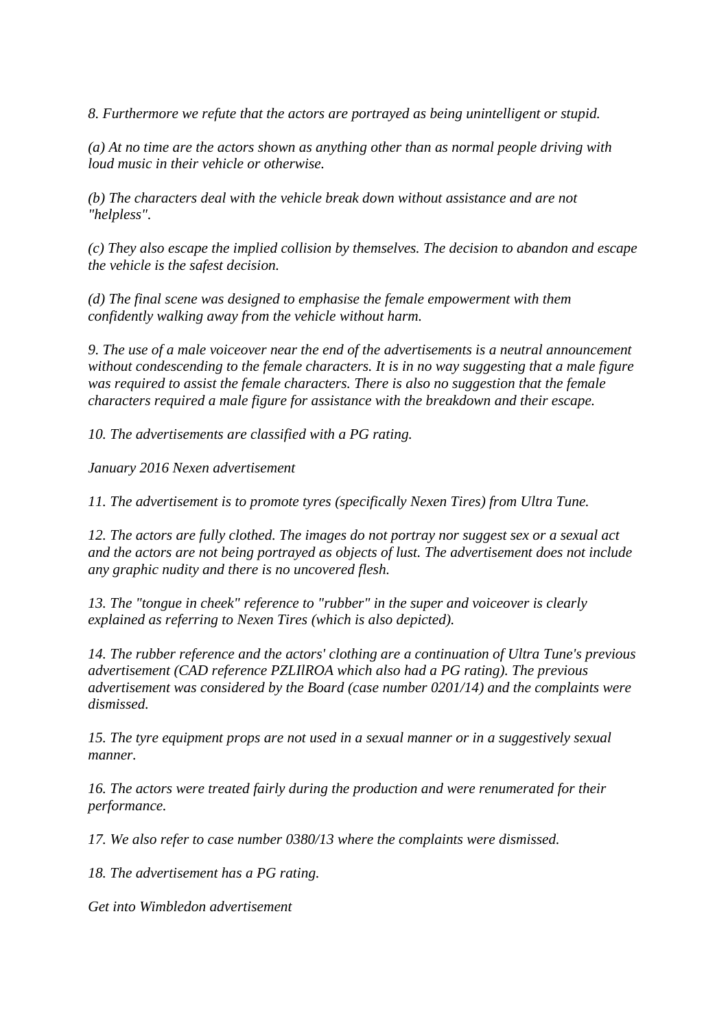*8. Furthermore we refute that the actors are portrayed as being unintelligent or stupid.*

*(a) At no time are the actors shown as anything other than as normal people driving with loud music in their vehicle or otherwise.*

*(b) The characters deal with the vehicle break down without assistance and are not "helpless".*

*(c) They also escape the implied collision by themselves. The decision to abandon and escape the vehicle is the safest decision.*

*(d) The final scene was designed to emphasise the female empowerment with them confidently walking away from the vehicle without harm.*

*9. The use of a male voiceover near the end of the advertisements is a neutral announcement without condescending to the female characters. It is in no way suggesting that a male figure was required to assist the female characters. There is also no suggestion that the female characters required a male figure for assistance with the breakdown and their escape.*

*10. The advertisements are classified with a PG rating.*

*January 2016 Nexen advertisement*

*11. The advertisement is to promote tyres (specifically Nexen Tires) from Ultra Tune.*

*12. The actors are fully clothed. The images do not portray nor suggest sex or a sexual act and the actors are not being portrayed as objects of lust. The advertisement does not include any graphic nudity and there is no uncovered flesh.*

*13. The "tongue in cheek" reference to "rubber" in the super and voiceover is clearly explained as referring to Nexen Tires (which is also depicted).*

*14. The rubber reference and the actors' clothing are a continuation of Ultra Tune's previous advertisement (CAD reference PZLIlROA which also had a PG rating). The previous advertisement was considered by the Board (case number 0201/14) and the complaints were dismissed.*

*15. The tyre equipment props are not used in a sexual manner or in a suggestively sexual manner.*

*16. The actors were treated fairly during the production and were renumerated for their performance.*

*17. We also refer to case number 0380/13 where the complaints were dismissed.*

*18. The advertisement has a PG rating.*

*Get into Wimbledon advertisement*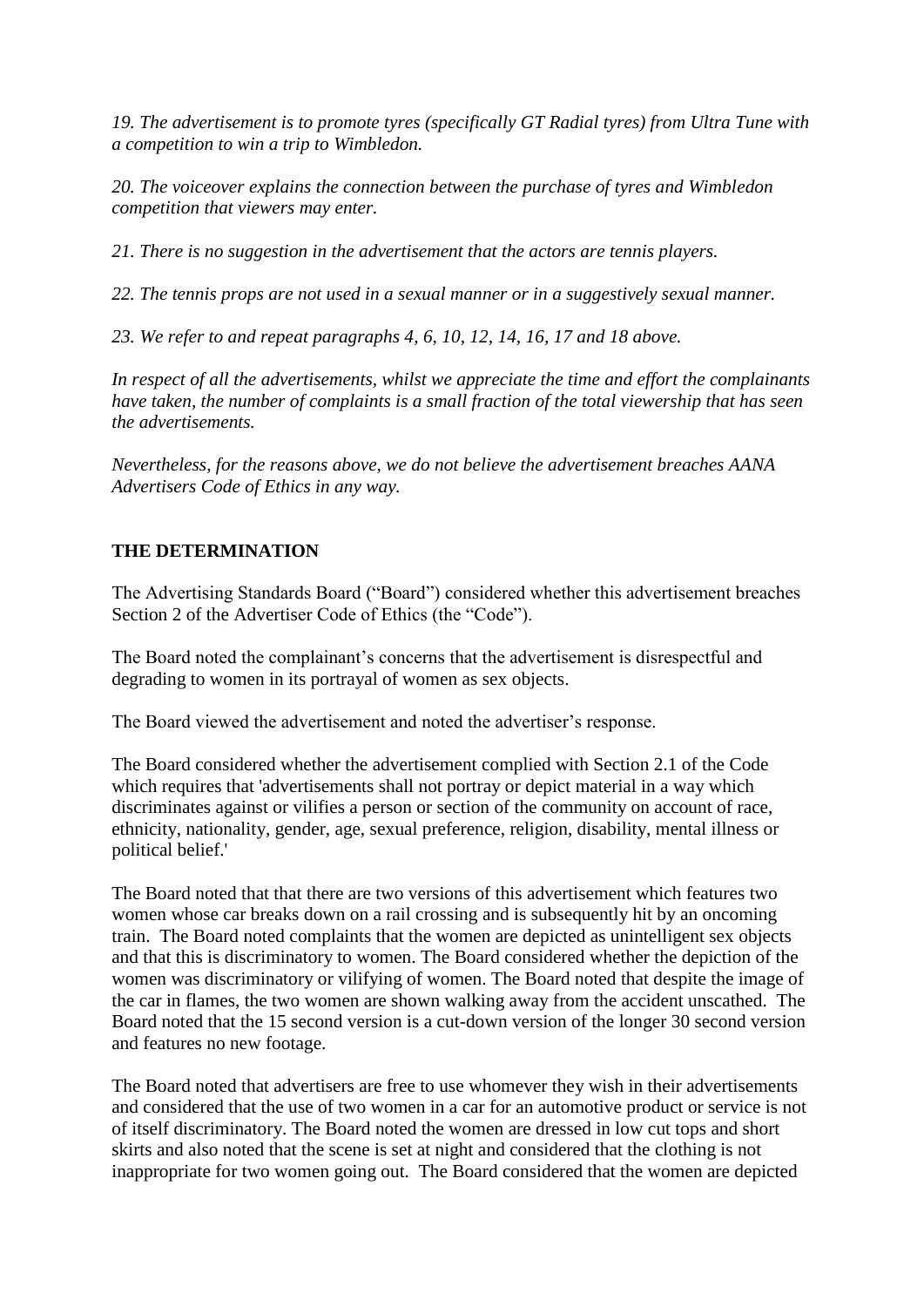*19. The advertisement is to promote tyres (specifically GT Radial tyres) from Ultra Tune with a competition to win a trip to Wimbledon.*

*20. The voiceover explains the connection between the purchase of tyres and Wimbledon competition that viewers may enter.*

*21. There is no suggestion in the advertisement that the actors are tennis players.*

*22. The tennis props are not used in a sexual manner or in a suggestively sexual manner.*

*23. We refer to and repeat paragraphs 4, 6, 10, 12, 14, 16, 17 and 18 above.*

*In respect of all the advertisements, whilst we appreciate the time and effort the complainants have taken, the number of complaints is a small fraction of the total viewership that has seen the advertisements.*

*Nevertheless, for the reasons above, we do not believe the advertisement breaches AANA Advertisers Code of Ethics in any way.*

**THE DETERMINATION**

The Advertising Standards Board ("Board") considered whether this advertisement breaches Section 2 of the Advertiser Code of Ethics (the "Code").

The Board noted the complainant's concerns that the advertisement is disrespectful and degrading to women in its portrayal of women as sex objects.

The Board viewed the advertisement and noted the advertiser's response.

The Board considered whether the advertisement complied with Section 2.1 of the Code which requires that 'advertisements shall not portray or depict material in a way which discriminates against or vilifies a person or section of the community on account of race, ethnicity, nationality, gender, age, sexual preference, religion, disability, mental illness or political belief.'

The Board noted that that there are two versions of this advertisement which features two women whose car breaks down on a rail crossing and is subsequently hit by an oncoming train. The Board noted complaints that the women are depicted as unintelligent sex objects and that this is discriminatory to women. The Board considered whether the depiction of the women was discriminatory or vilifying of women. The Board noted that despite the image of the car in flames, the two women are shown walking away from the accident unscathed. The Board noted that the 15 second version is a cut-down version of the longer 30 second version and features no new footage.

The Board noted that advertisers are free to use whomever they wish in their advertisements and considered that the use of two women in a car for an automotive product or service is not of itself discriminatory. The Board noted the women are dressed in low cut tops and short skirts and also noted that the scene is set at night and considered that the clothing is not inappropriate for two women going out. The Board considered that the women are depicted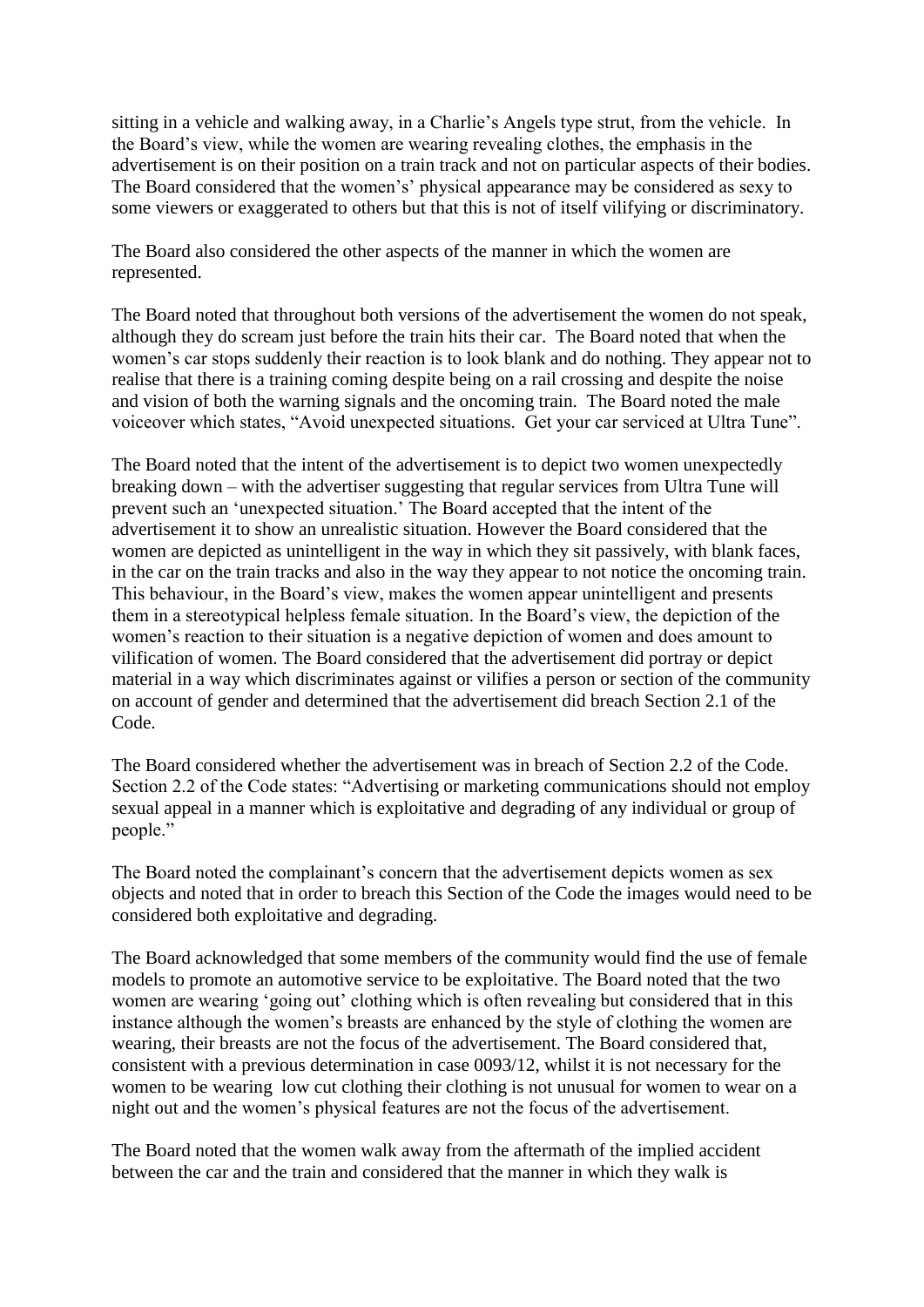sitting in a vehicle and walking away, in a Charlie's Angels type strut, from the vehicle. In the Board's view, while the women are wearing revealing clothes, the emphasis in the advertisement is on their position on a train track and not on particular aspects of their bodies. The Board considered that the women's' physical appearance may be considered as sexy to some viewers or exaggerated to others but that this is not of itself vilifying or discriminatory.

The Board also considered the other aspects of the manner in which the women are represented.

The Board noted that throughout both versions of the advertisement the women do not speak, although they do scream just before the train hits their car. The Board noted that when the women's car stops suddenly their reaction is to look blank and do nothing. They appear not to realise that there is a training coming despite being on a rail crossing and despite the noise and vision of both the warning signals and the oncoming train. The Board noted the male voiceover which states, "Avoid unexpected situations. Get your car serviced at Ultra Tune".

The Board noted that the intent of the advertisement is to depict two women unexpectedly breaking down – with the advertiser suggesting that regular services from Ultra Tune will prevent such an 'unexpected situation.' The Board accepted that the intent of the advertisement it to show an unrealistic situation. However the Board considered that the women are depicted as unintelligent in the way in which they sit passively, with blank faces, in the car on the train tracks and also in the way they appear to not notice the oncoming train. This behaviour, in the Board's view, makes the women appear unintelligent and presents them in a stereotypical helpless female situation. In the Board's view, the depiction of the women's reaction to their situation is a negative depiction of women and does amount to vilification of women. The Board considered that the advertisement did portray or depict material in a way which discriminates against or vilifies a person or section of the community on account of gender and determined that the advertisement did breach Section 2.1 of the Code.

The Board considered whether the advertisement was in breach of Section 2.2 of the Code. Section 2.2 of the Code states: "Advertising or marketing communications should not employ sexual appeal in a manner which is exploitative and degrading of any individual or group of people."

The Board noted the complainant's concern that the advertisement depicts women as sex objects and noted that in order to breach this Section of the Code the images would need to be considered both exploitative and degrading.

The Board acknowledged that some members of the community would find the use of female models to promote an automotive service to be exploitative. The Board noted that the two women are wearing 'going out' clothing which is often revealing but considered that in this instance although the women's breasts are enhanced by the style of clothing the women are wearing, their breasts are not the focus of the advertisement. The Board considered that, consistent with a previous determination in case 0093/12, whilst it is not necessary for the women to be wearing low cut clothing their clothing is not unusual for women to wear on a night out and the women's physical features are not the focus of the advertisement.

The Board noted that the women walk away from the aftermath of the implied accident between the car and the train and considered that the manner in which they walk is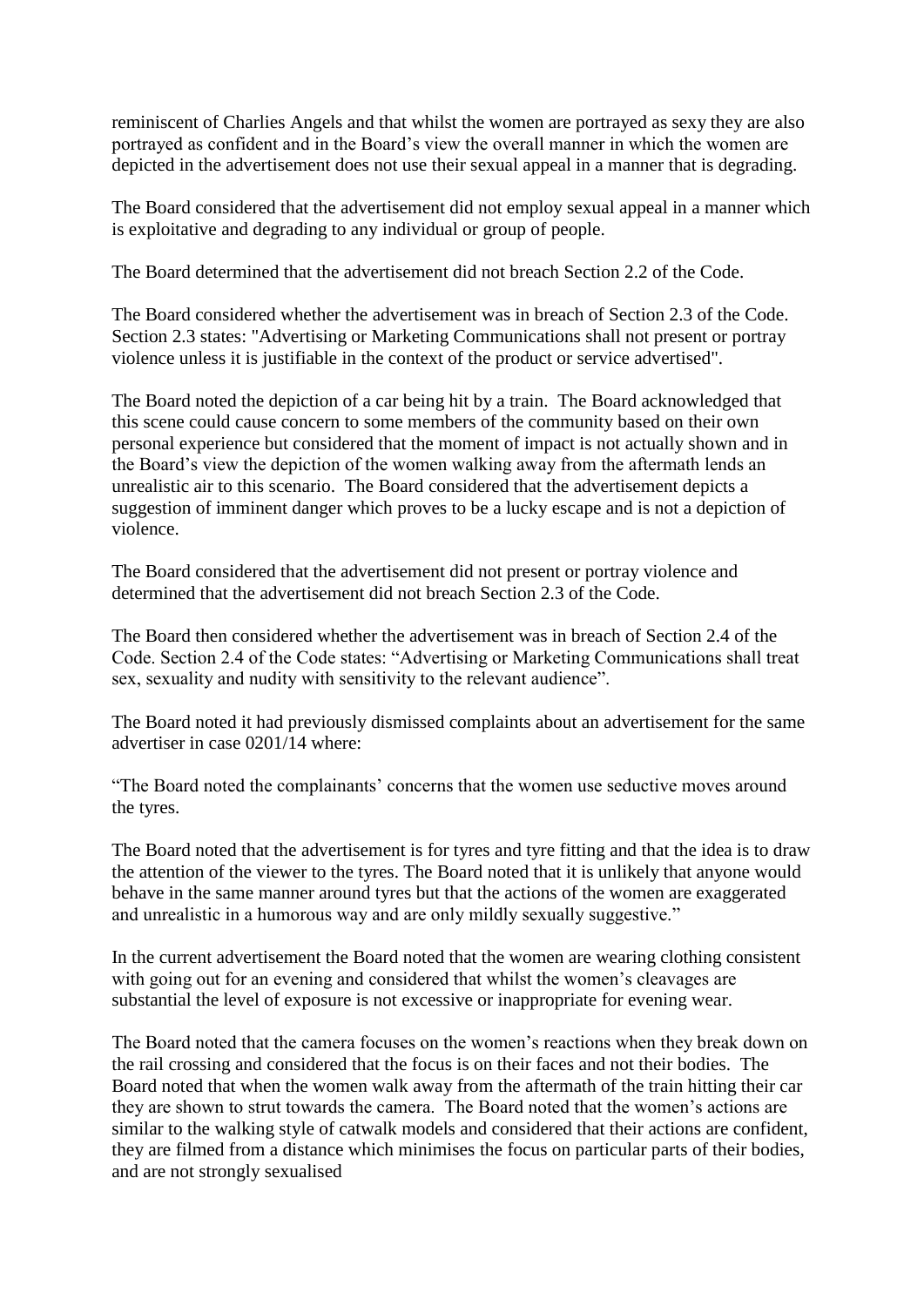reminiscent of Charlies Angels and that whilst the women are portrayed as sexy they are also portrayed as confident and in the Board's view the overall manner in which the women are depicted in the advertisement does not use their sexual appeal in a manner that is degrading.

The Board considered that the advertisement did not employ sexual appeal in a manner which is exploitative and degrading to any individual or group of people.

The Board determined that the advertisement did not breach Section 2.2 of the Code.

The Board considered whether the advertisement was in breach of Section 2.3 of the Code. Section 2.3 states: "Advertising or Marketing Communications shall not present or portray violence unless it is justifiable in the context of the product or service advertised".

The Board noted the depiction of a car being hit by a train. The Board acknowledged that this scene could cause concern to some members of the community based on their own personal experience but considered that the moment of impact is not actually shown and in the Board's view the depiction of the women walking away from the aftermath lends an unrealistic air to this scenario. The Board considered that the advertisement depicts a suggestion of imminent danger which proves to be a lucky escape and is not a depiction of violence.

The Board considered that the advertisement did not present or portray violence and determined that the advertisement did not breach Section 2.3 of the Code.

The Board then considered whether the advertisement was in breach of Section 2.4 of the Code. Section 2.4 of the Code states: "Advertising or Marketing Communications shall treat sex, sexuality and nudity with sensitivity to the relevant audience".

The Board noted it had previously dismissed complaints about an advertisement for the same advertiser in case 0201/14 where:

"The Board noted the complainants' concerns that the women use seductive moves around the tyres.

The Board noted that the advertisement is for tyres and tyre fitting and that the idea is to draw the attention of the viewer to the tyres. The Board noted that it is unlikely that anyone would behave in the same manner around tyres but that the actions of the women are exaggerated and unrealistic in a humorous way and are only mildly sexually suggestive."

In the current advertisement the Board noted that the women are wearing clothing consistent with going out for an evening and considered that whilst the women's cleavages are substantial the level of exposure is not excessive or inappropriate for evening wear.

The Board noted that the camera focuses on the women's reactions when they break down on the rail crossing and considered that the focus is on their faces and not their bodies. The Board noted that when the women walk away from the aftermath of the train hitting their car they are shown to strut towards the camera. The Board noted that the women's actions are similar to the walking style of catwalk models and considered that their actions are confident, they are filmed from a distance which minimises the focus on particular parts of their bodies, and are not strongly sexualised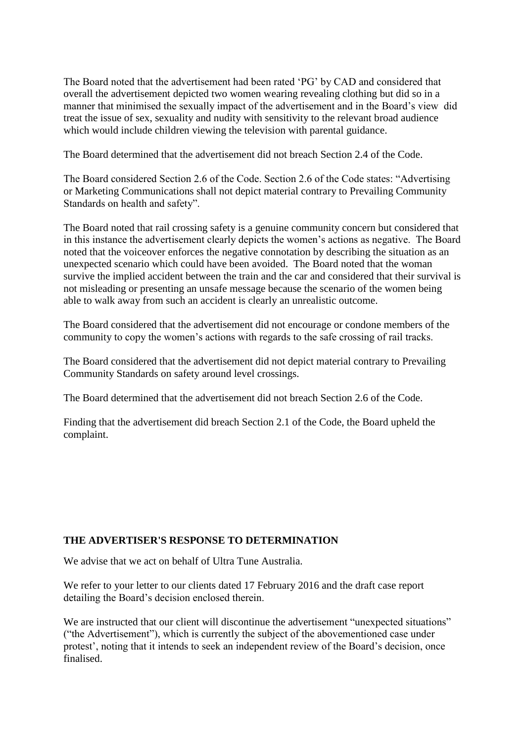The Board noted that the advertisement had been rated 'PG' by CAD and considered that overall the advertisement depicted two women wearing revealing clothing but did so in a manner that minimised the sexually impact of the advertisement and in the Board's view did treat the issue of sex, sexuality and nudity with sensitivity to the relevant broad audience which would include children viewing the television with parental guidance.

The Board determined that the advertisement did not breach Section 2.4 of the Code.

The Board considered Section 2.6 of the Code. Section 2.6 of the Code states: "Advertising or Marketing Communications shall not depict material contrary to Prevailing Community Standards on health and safety".

The Board noted that rail crossing safety is a genuine community concern but considered that in this instance the advertisement clearly depicts the women's actions as negative. The Board noted that the voiceover enforces the negative connotation by describing the situation as an unexpected scenario which could have been avoided. The Board noted that the woman survive the implied accident between the train and the car and considered that their survival is not misleading or presenting an unsafe message because the scenario of the women being able to walk away from such an accident is clearly an unrealistic outcome.

The Board considered that the advertisement did not encourage or condone members of the community to copy the women's actions with regards to the safe crossing of rail tracks.

The Board considered that the advertisement did not depict material contrary to Prevailing Community Standards on safety around level crossings.

The Board determined that the advertisement did not breach Section 2.6 of the Code.

Finding that the advertisement did breach Section 2.1 of the Code, the Board upheld the complaint.

**THE ADVERTISER'S RESPONSE TO DETERMINATION**

We advise that we act on behalf of Ultra Tune Australia.

We refer to your letter to our clients dated 17 February 2016 and the draft case report detailing the Board's decision enclosed therein.

We are instructed that our client will discontinue the advertisement "unexpected situations" ("the Advertisement"), which is currently the subject of the abovementioned case under protest', noting that it intends to seek an independent review of the Board's decision, once finalised.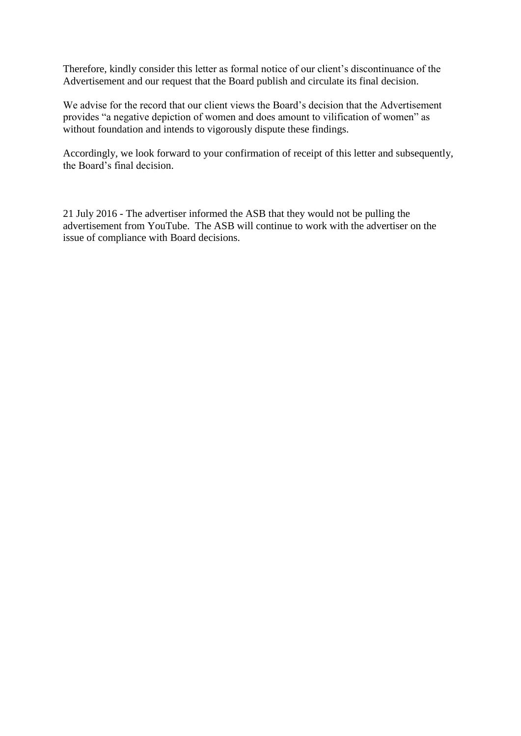Therefore, kindly consider this letter as formal notice of our client's discontinuance of the Advertisement and our request that the Board publish and circulate its final decision.

We advise for the record that our client views the Board's decision that the Advertisement provides "a negative depiction of women and does amount to vilification of women" as without foundation and intends to vigorously dispute these findings.

Accordingly, we look forward to your confirmation of receipt of this letter and subsequently, the Board's final decision.

21 July 2016 - The advertiser informed the ASB that they would not be pulling the advertisement from YouTube. The ASB will continue to work with the advertiser on the issue of compliance with Board decisions.